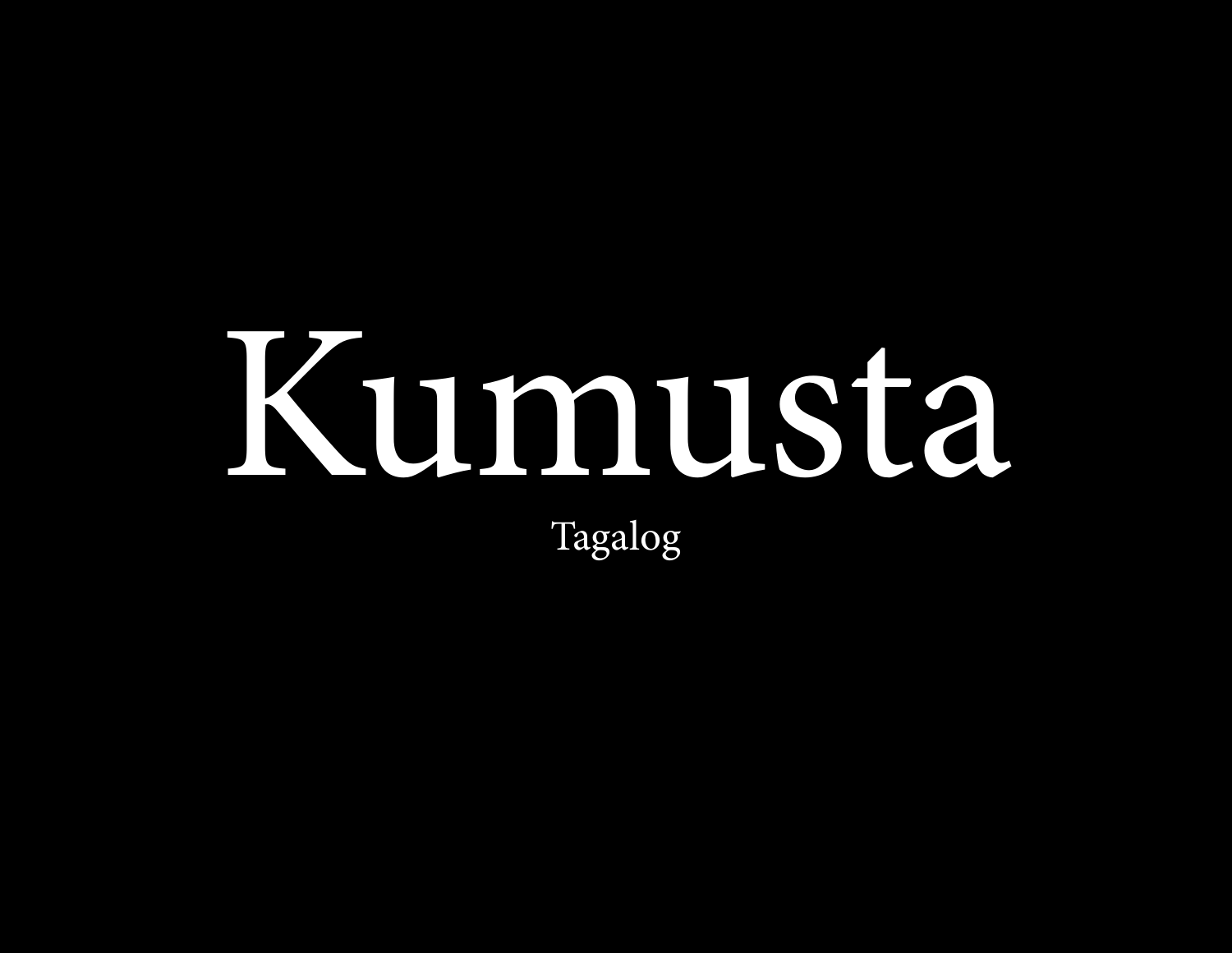# Kumusta

Tagalog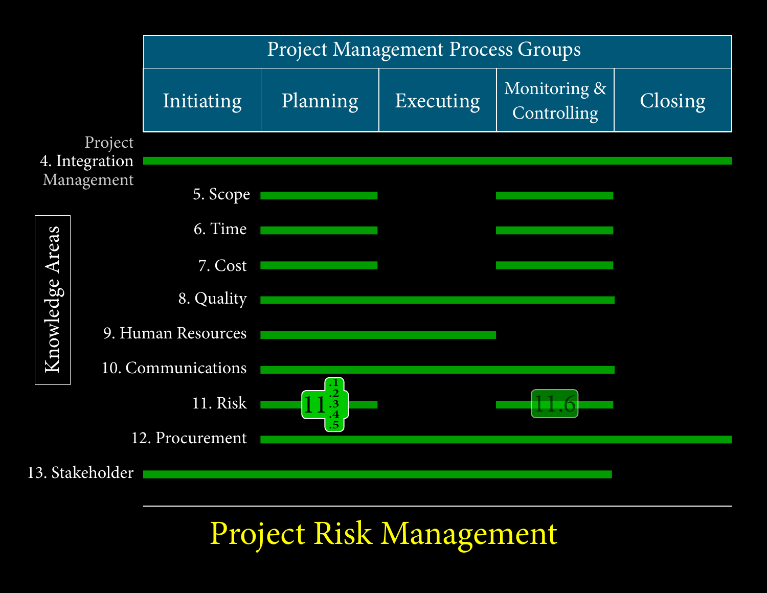| | Project Management Process Groups | | | | |
|---|---|---|---|---|---|
| | Initiating | Planning | Executing | Monitoring & Controlling | Closing |
| Project 4. Integration Management | ✓ | ✓ | ✓ | ✓ | ✓ |
| 5. Scope | | ✓ | | ✓ | |
| 6. Time | | ✓ | | ✓ | |
| 7. Cost | | ✓ | | ✓ | |
| 8. Quality | | ✓ | ✓ | ✓ | |
| 9. Human Resources | | ✓ | ✓ | | |
| 10. Communications | | ✓ | ✓ | ✓ | |
| 11. Risk | | 11 .1 .2 .3 .4 .5 | | 11.6 | |
| 12. Procurement | | ✓ | ✓ | ✓ | ✓ |
| 13. Stakeholder | ✓ | ✓ | ✓ | ✓ | |

Knowledge Areas

# Project Risk Management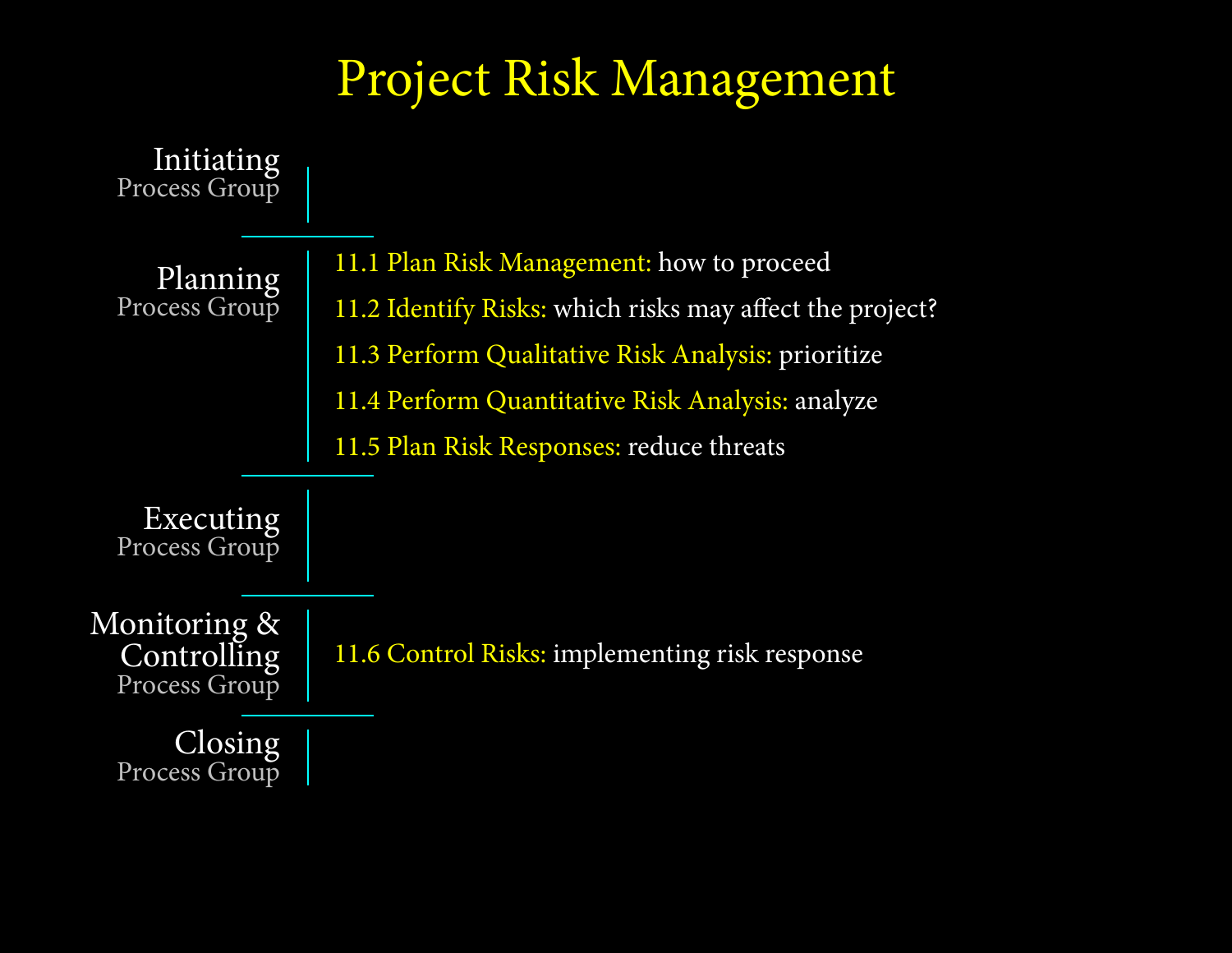# Project Risk Management

| Process Group | Processes |
| --- | --- |
| Initiating Process Group | |
| Planning Process Group | 11.1 Plan Risk Management: how to proceed<br>11.2 Identify Risks: which risks may affect the project?<br>11.3 Perform Qualitative Risk Analysis: prioritize<br>11.4 Perform Quantitative Risk Analysis: analyze<br>11.5 Plan Risk Responses: reduce threats |
| Executing Process Group | |
| Monitoring & Controlling Process Group | 11.6 Control Risks: implementing risk response |
| Closing Process Group | |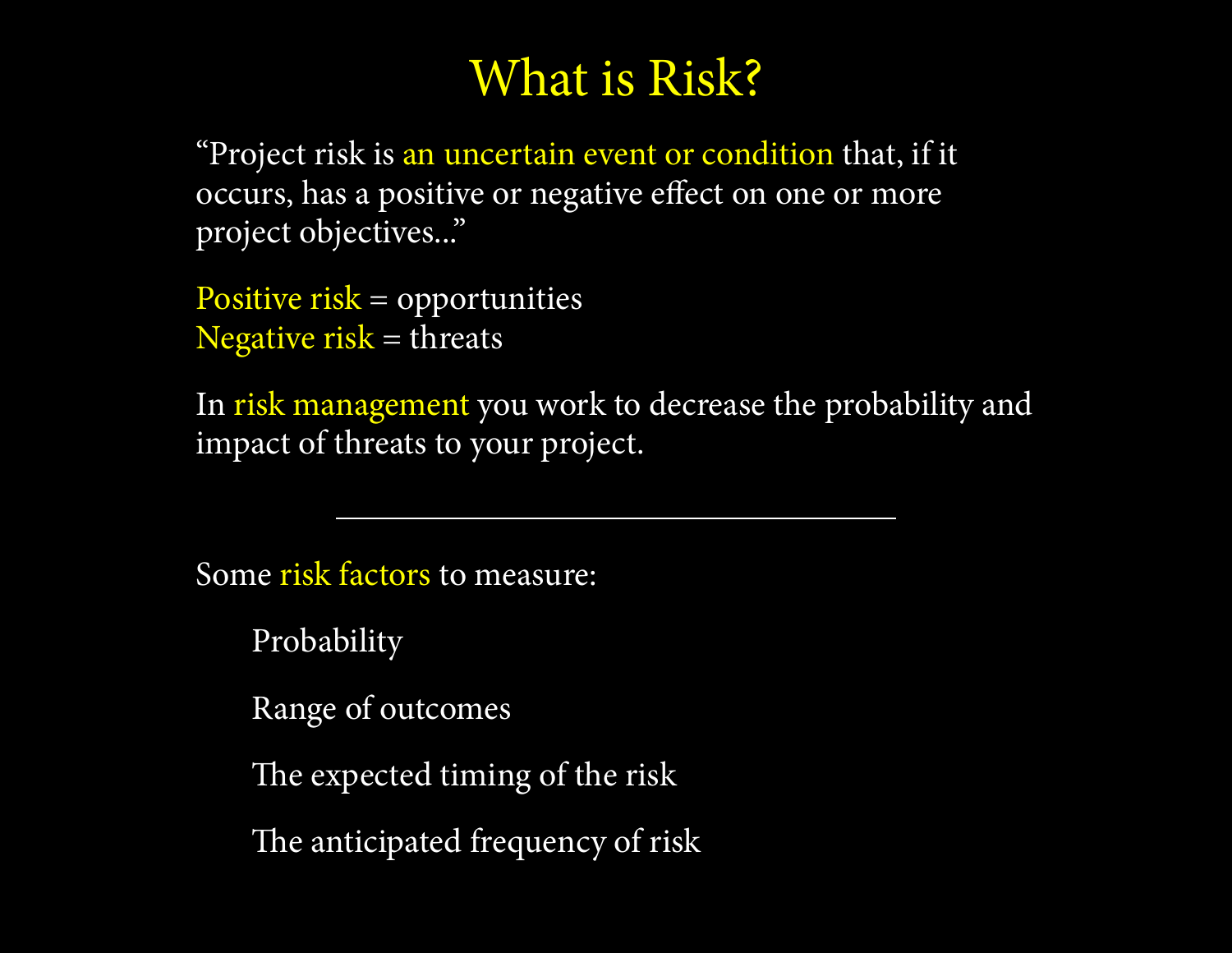# What is Risk?

"Project risk is an uncertain event or condition that, if it occurs, has a positive or negative effect on one or more project objectives..."

Positive risk = opportunities
Negative risk = threats

In risk management you work to decrease the probability and impact of threats to your project.

---

Some risk factors to measure:

- Probability
- Range of outcomes
- The expected timing of the risk
- The anticipated frequency of risk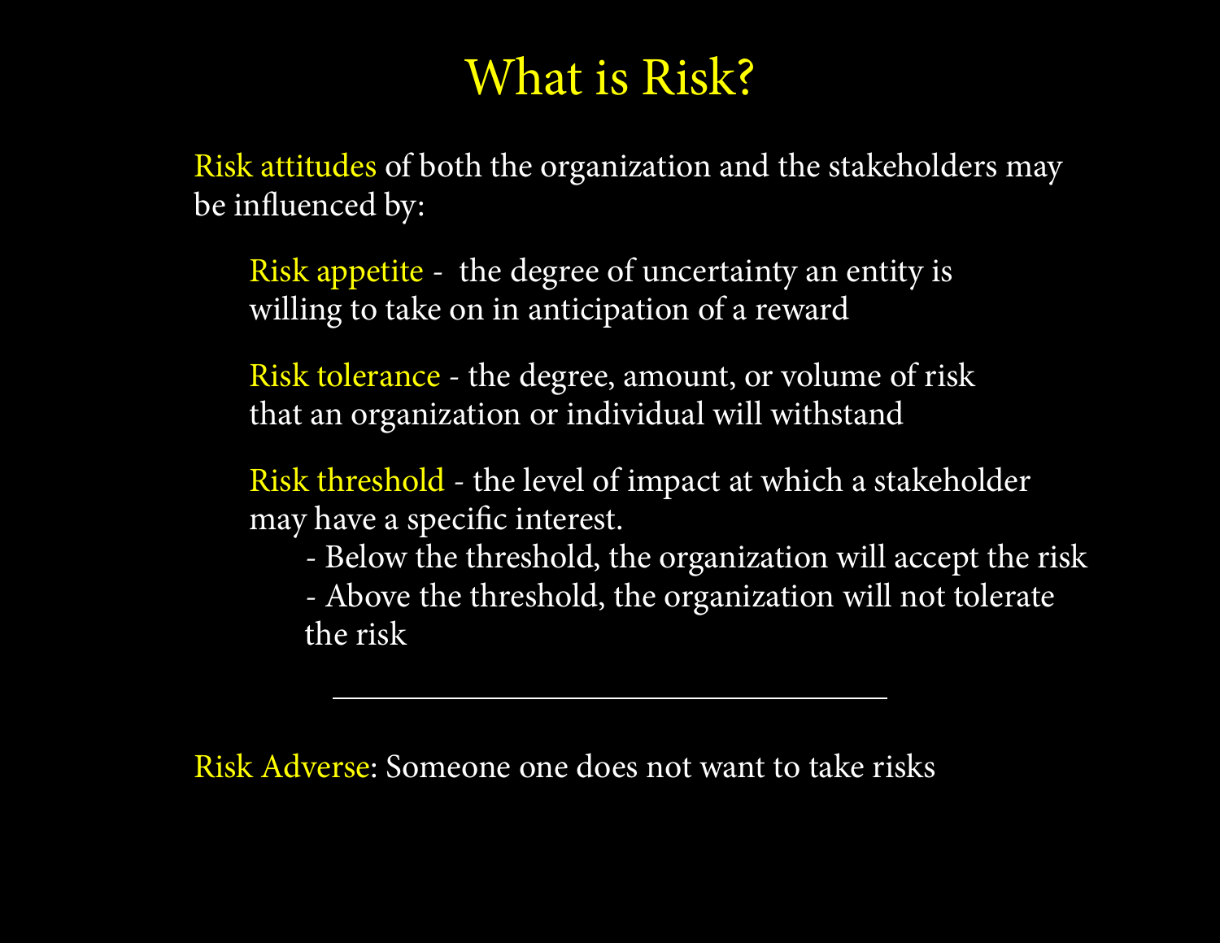# What is Risk?

Risk attitudes of both the organization and the stakeholders may be influenced by:

- **Risk appetite** - the degree of uncertainty an entity is willing to take on in anticipation of a reward
- **Risk tolerance** - the degree, amount, or volume of risk that an organization or individual will withstand
- **Risk threshold** - the level of impact at which a stakeholder may have a specific interest.
  - Below the threshold, the organization will accept the risk
  - Above the threshold, the organization will not tolerate the risk

---

**Risk Adverse**: Someone one does not want to take risks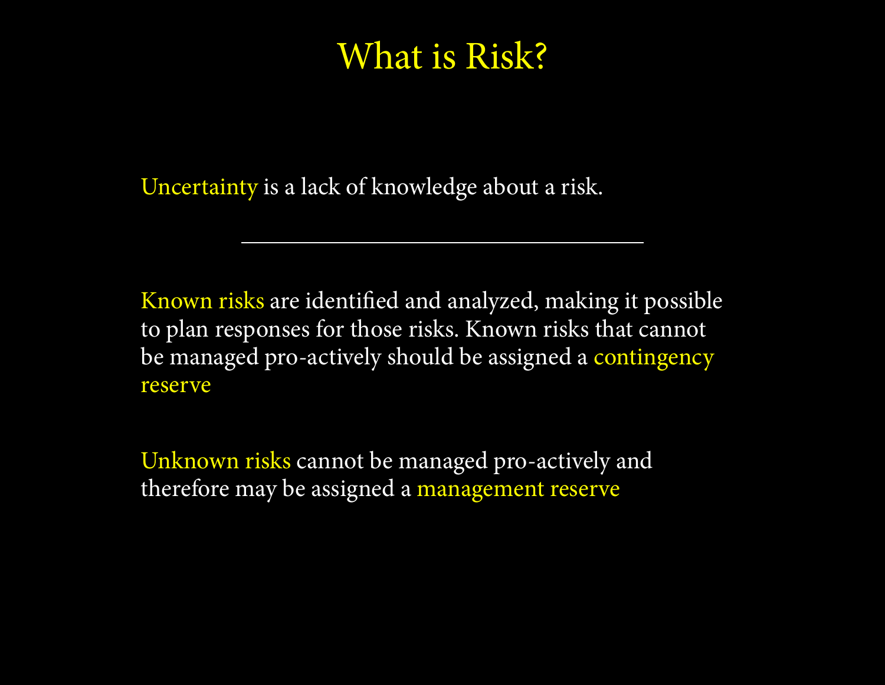# What is Risk?

Uncertainty is a lack of knowledge about a risk.

---

Known risks are identified and analyzed, making it possible to plan responses for those risks. Known risks that cannot be managed pro-actively should be assigned a contingency reserve

Unknown risks cannot be managed pro-actively and therefore may be assigned a management reserve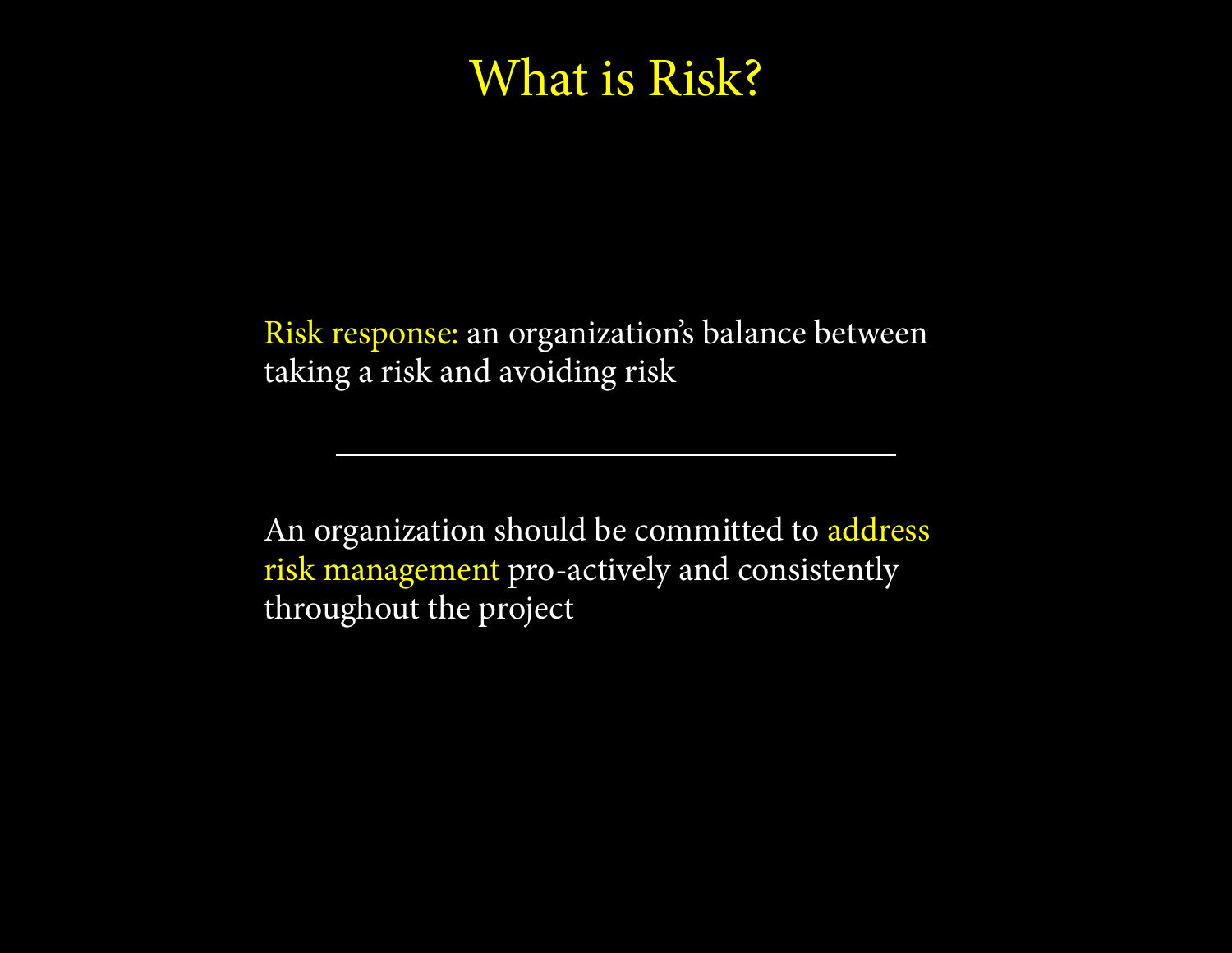# What is Risk?

Risk response: an organization's balance between taking a risk and avoiding risk

---

An organization should be committed to address risk management pro-actively and consistently throughout the project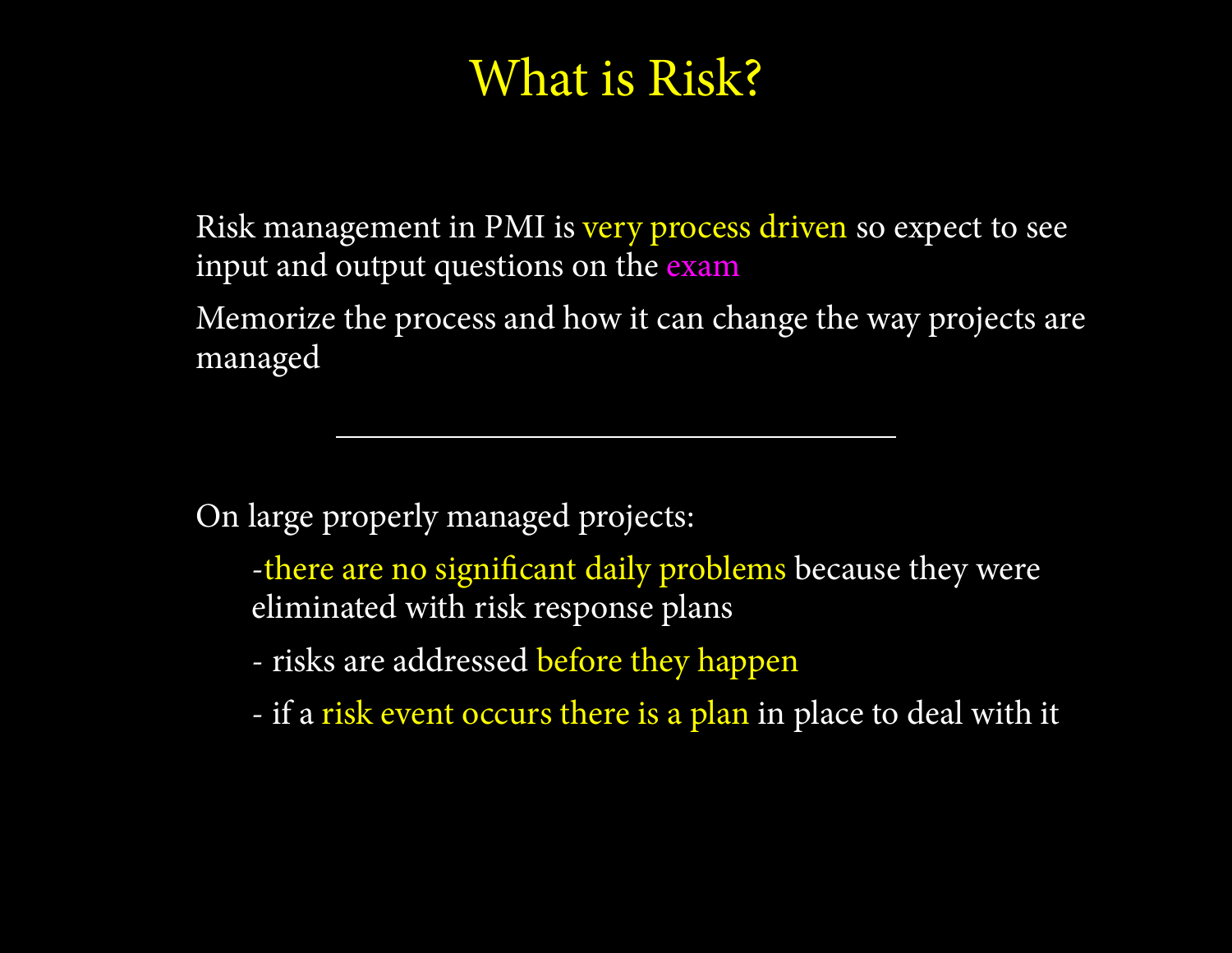# What is Risk?

Risk management in PMI is very process driven so expect to see input and output questions on the exam

Memorize the process and how it can change the way projects are managed

---

On large properly managed projects:

- there are no significant daily problems because they were eliminated with risk response plans
- risks are addressed before they happen
- if a risk event occurs there is a plan in place to deal with it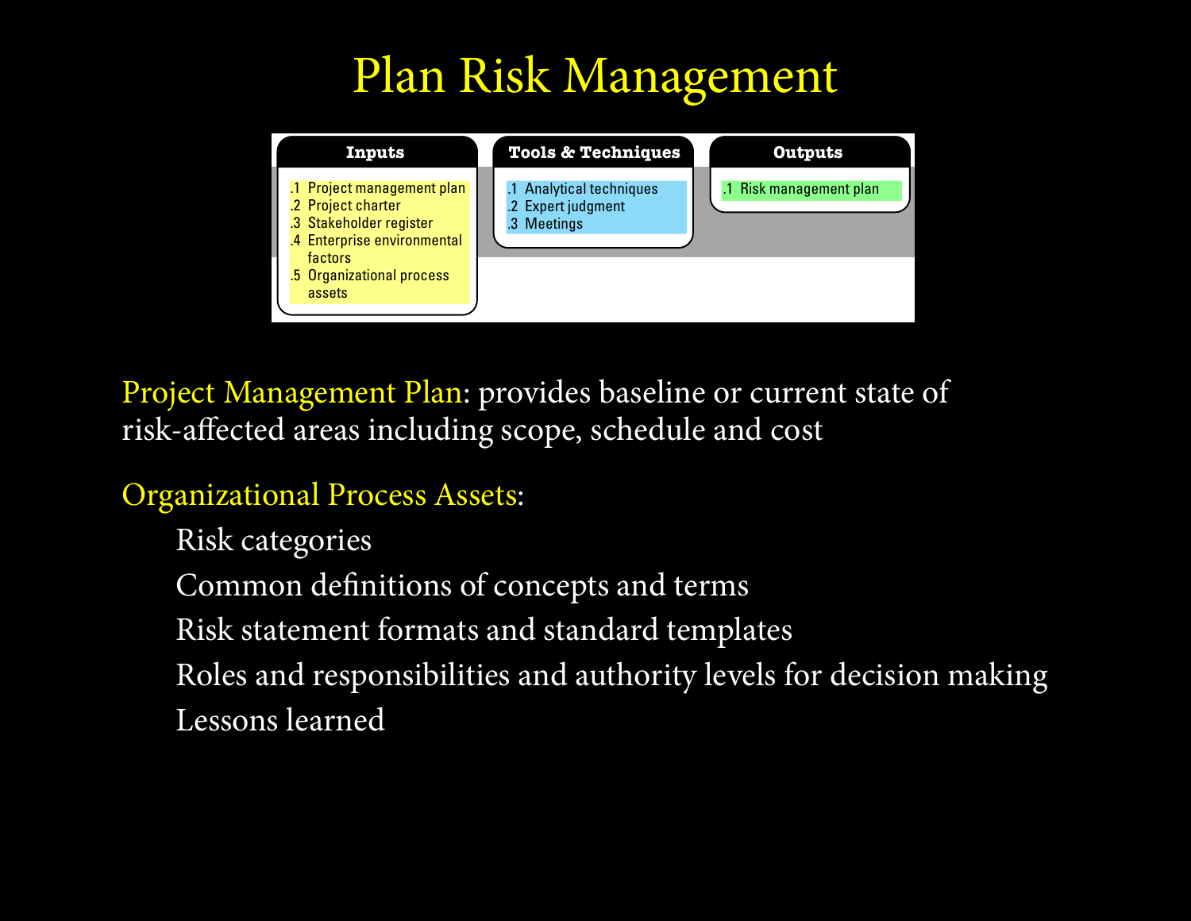# Plan Risk Management

| Inputs | Tools & Techniques | Outputs |
| --- | --- | --- |
| .1 Project management plan<br>.2 Project charter<br>.3 Stakeholder register<br>.4 Enterprise environmental factors<br>.5 Organizational process assets | .1 Analytical techniques<br>.2 Expert judgment<br>.3 Meetings | .1 Risk management plan |

Project Management Plan: provides baseline or current state of risk-affected areas including scope, schedule and cost

Organizational Process Assets:

- Risk categories
- Common definitions of concepts and terms
- Risk statement formats and standard templates
- Roles and responsibilities and authority levels for decision making
- Lessons learned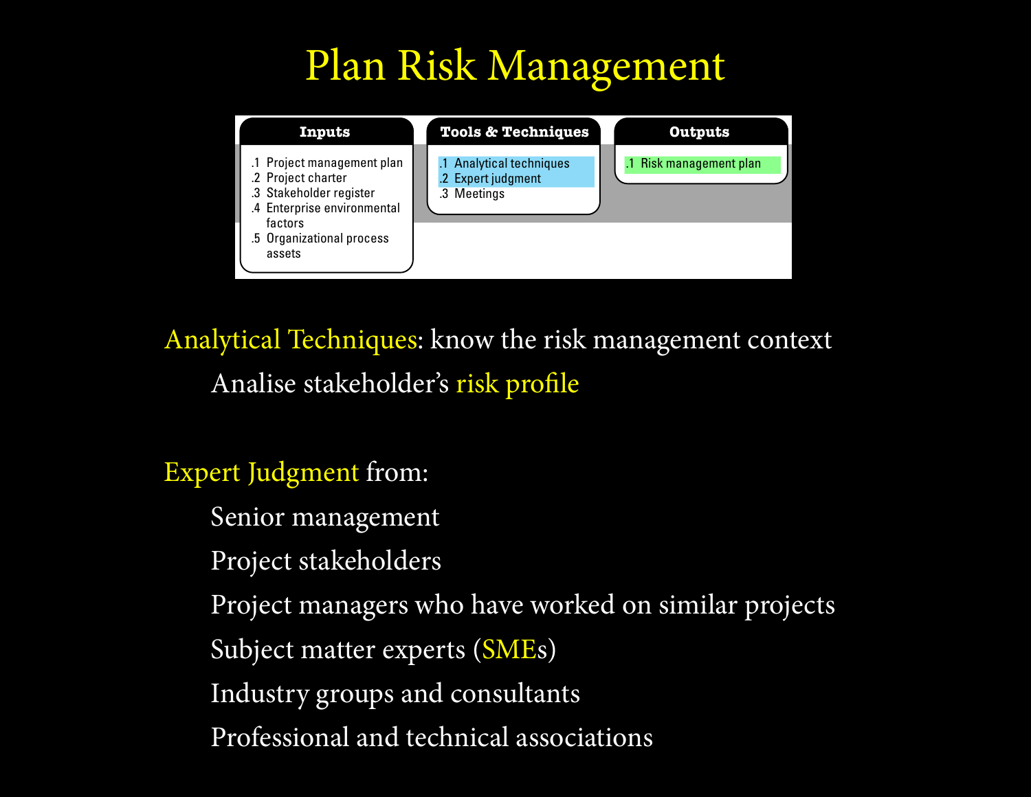# Plan Risk Management

| Inputs | Tools & Techniques | Outputs |
| --- | --- | --- |
| .1 Project management plan | .1 Analytical techniques | .1 Risk management plan |
| .2 Project charter | .2 Expert judgment | |
| .3 Stakeholder register | .3 Meetings | |
| .4 Enterprise environmental factors | | |
| .5 Organizational process assets | | |

Analytical Techniques: know the risk management context

- Analise stakeholder's risk profile

Expert Judgment from:

- Senior management
- Project stakeholders
- Project managers who have worked on similar projects
- Subject matter experts (SMEs)
- Industry groups and consultants
- Professional and technical associations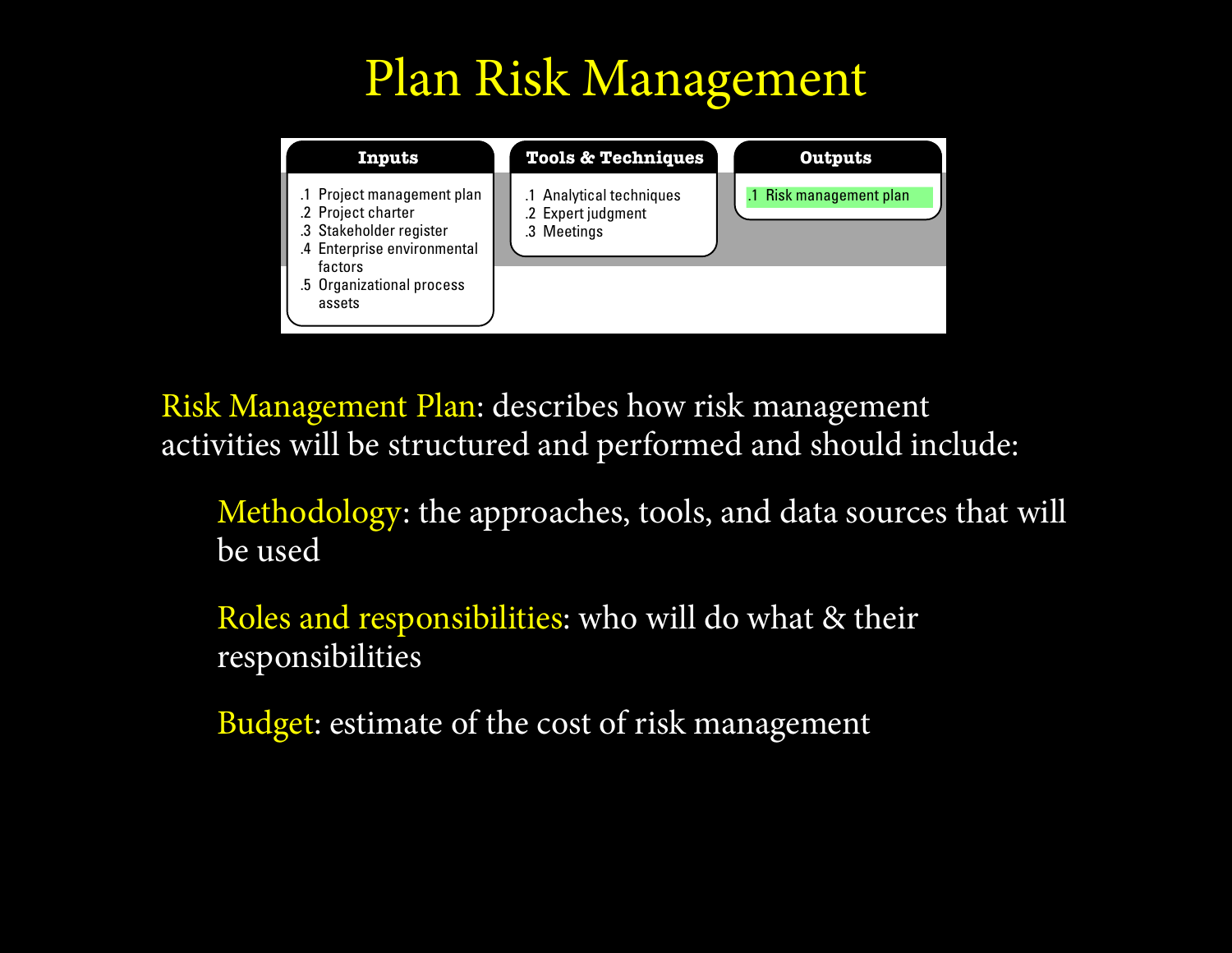# Plan Risk Management

| Inputs | Tools & Techniques | Outputs |
| --- | --- | --- |
| .1 Project management plan<br>.2 Project charter<br>.3 Stakeholder register<br>.4 Enterprise environmental factors<br>.5 Organizational process assets | .1 Analytical techniques<br>.2 Expert judgment<br>.3 Meetings | .1 Risk management plan |

Risk Management Plan: describes how risk management activities will be structured and performed and should include:

- Methodology: the approaches, tools, and data sources that will be used
- Roles and responsibilities: who will do what & their responsibilities
- Budget: estimate of the cost of risk management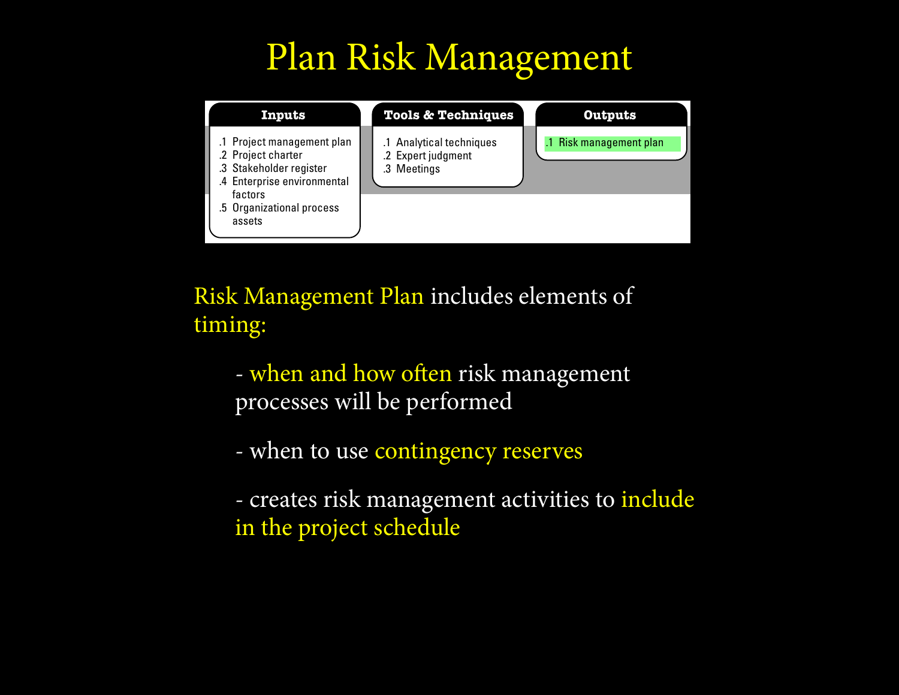# Plan Risk Management

| Inputs | Tools & Techniques | Outputs |
|---|---|---|
| .1 Project management plan<br>.2 Project charter<br>.3 Stakeholder register<br>.4 Enterprise environmental factors<br>.5 Organizational process assets | .1 Analytical techniques<br>.2 Expert judgment<br>.3 Meetings | .1 Risk management plan |

Risk Management Plan includes elements of timing:

- when and how often risk management processes will be performed
- when to use contingency reserves
- creates risk management activities to include in the project schedule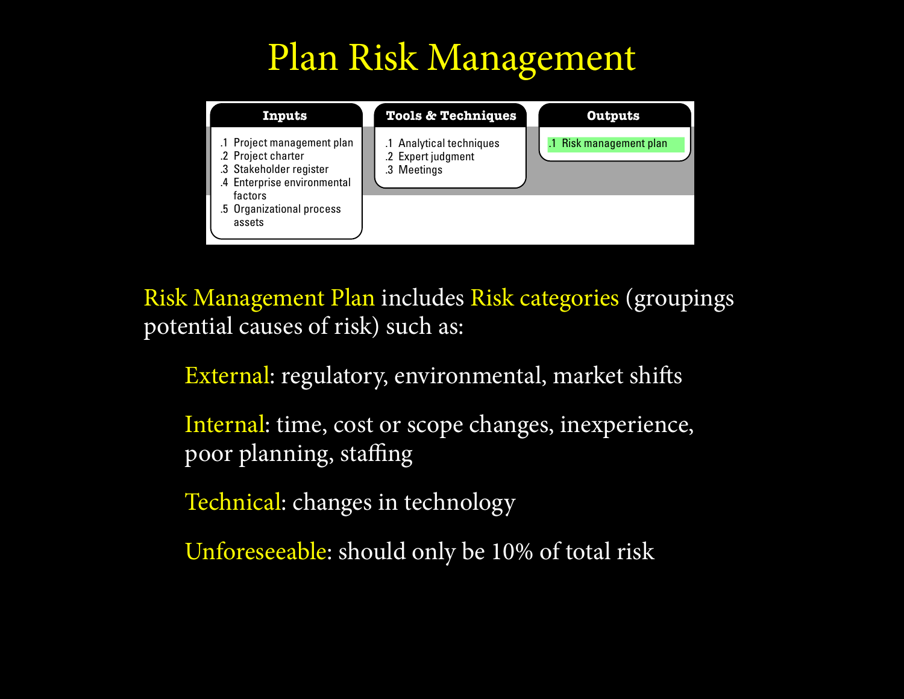# Plan Risk Management

| Inputs | Tools & Techniques | Outputs |
|---|---|---|
| .1 Project management plan<br>.2 Project charter<br>.3 Stakeholder register<br>.4 Enterprise environmental factors<br>.5 Organizational process assets | .1 Analytical techniques<br>.2 Expert judgment<br>.3 Meetings | .1 Risk management plan |

Risk Management Plan includes Risk categories (groupings potential causes of risk) such as:

External: regulatory, environmental, market shifts

Internal: time, cost or scope changes, inexperience, poor planning, staffing

Technical: changes in technology

Unforeseeable: should only be 10% of total risk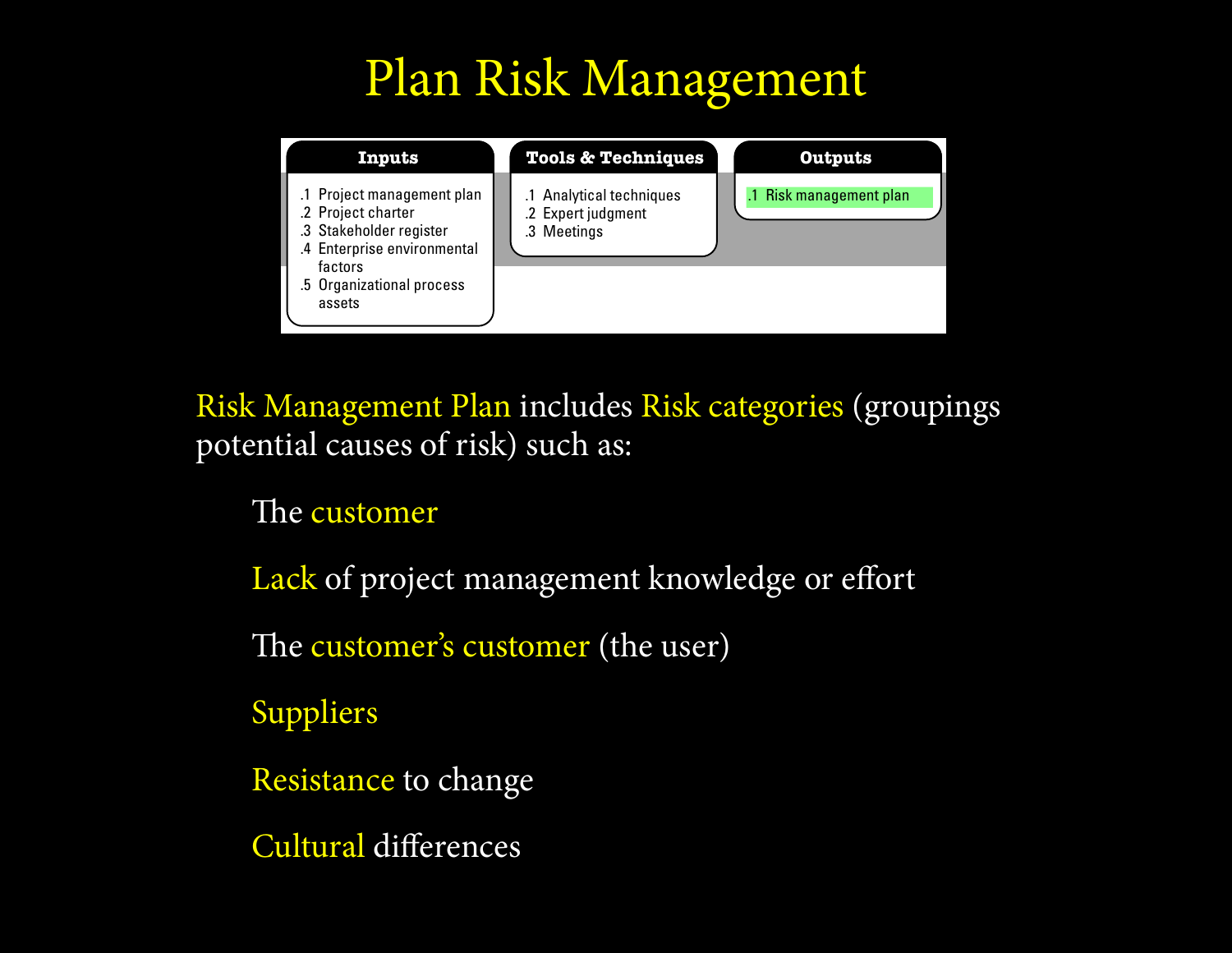# Plan Risk Management

| Inputs | Tools & Techniques | Outputs |
| --- | --- | --- |
| .1 Project management plan<br>.2 Project charter<br>.3 Stakeholder register<br>.4 Enterprise environmental factors<br>.5 Organizational process assets | .1 Analytical techniques<br>.2 Expert judgment<br>.3 Meetings | .1 Risk management plan |

Risk Management Plan includes Risk categories (groupings potential causes of risk) such as:

- The customer
- Lack of project management knowledge or effort
- The customer's customer (the user)
- Suppliers
- Resistance to change
- Cultural differences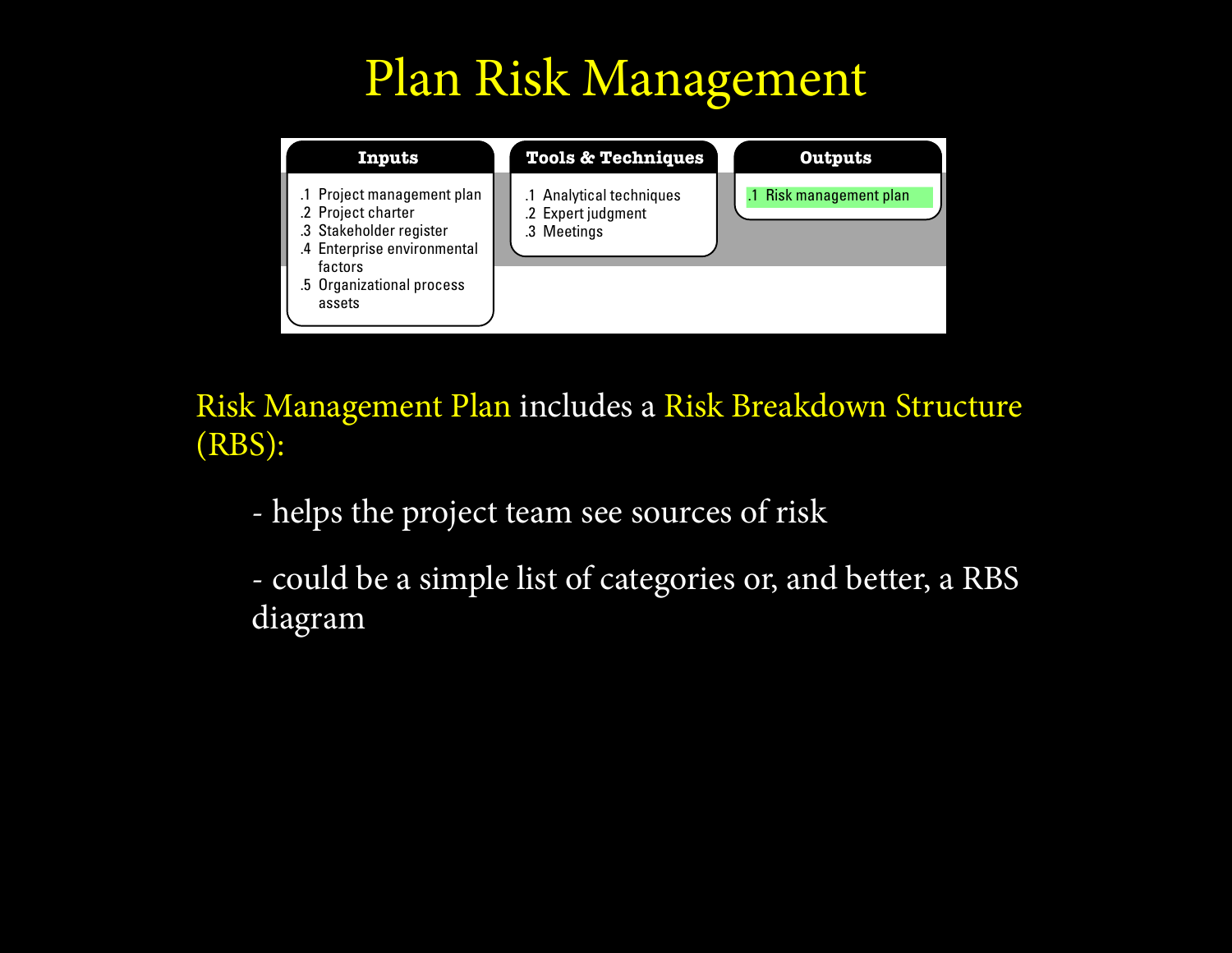# Plan Risk Management

| Inputs | Tools & Techniques | Outputs |
| --- | --- | --- |
| .1 Project management plan<br>.2 Project charter<br>.3 Stakeholder register<br>.4 Enterprise environmental factors<br>.5 Organizational process assets | .1 Analytical techniques<br>.2 Expert judgment<br>.3 Meetings | .1 Risk management plan |

Risk Management Plan includes a Risk Breakdown Structure (RBS):

- helps the project team see sources of risk
- could be a simple list of categories or, and better, a RBS diagram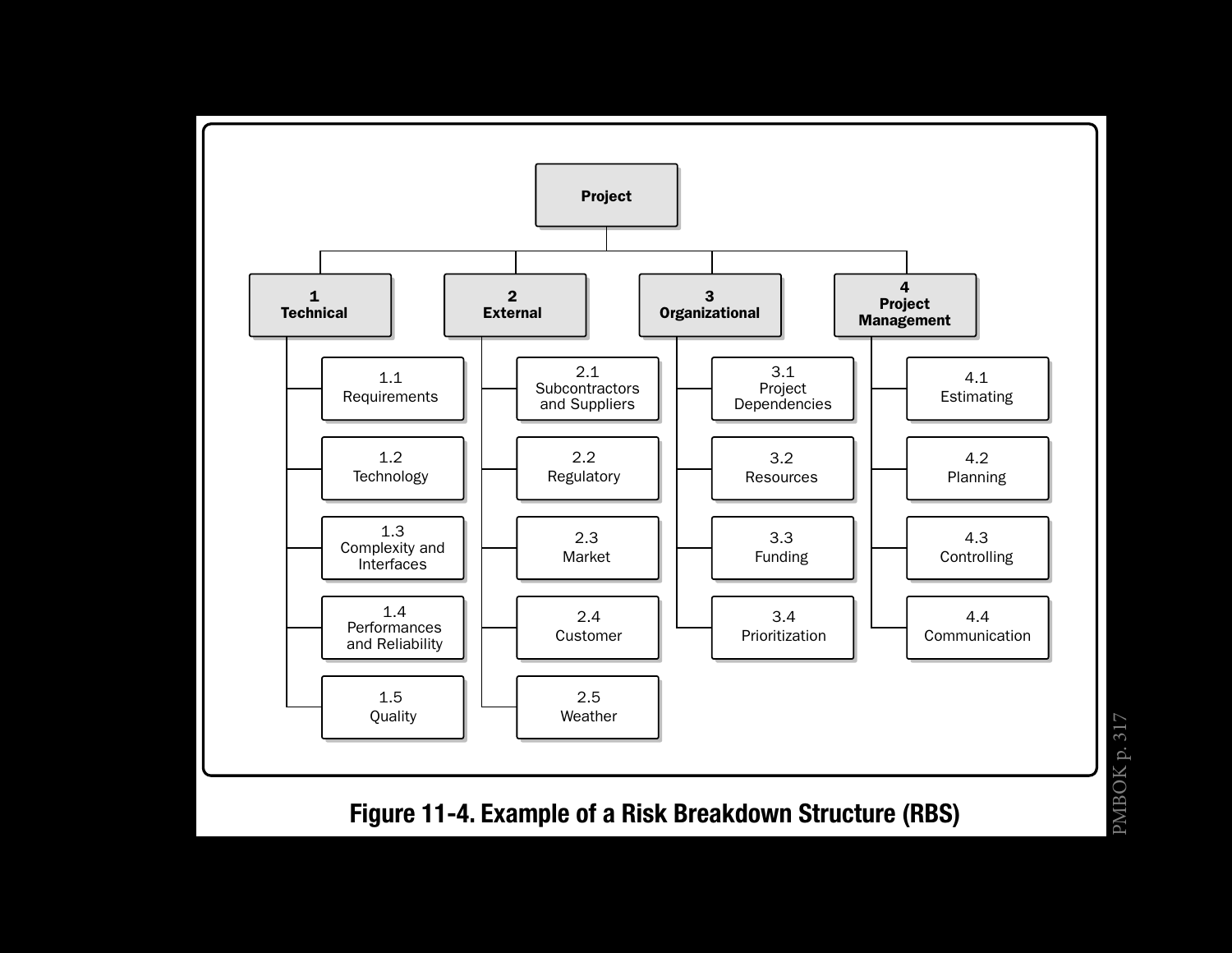- **Project**
  - **1 Technical**
    - 1.1 Requirements
    - 1.2 Technology
    - 1.3 Complexity and Interfaces
    - 1.4 Performances and Reliability
    - 1.5 Quality
  - **2 External**
    - 2.1 Subcontractors and Suppliers
    - 2.2 Regulatory
    - 2.3 Market
    - 2.4 Customer
    - 2.5 Weather
  - **3 Organizational**
    - 3.1 Project Dependencies
    - 3.2 Resources
    - 3.3 Funding
    - 3.4 Prioritization
  - **4 Project Management**
    - 4.1 Estimating
    - 4.2 Planning
    - 4.3 Controlling
    - 4.4 Communication

**Figure 11-4. Example of a Risk Breakdown Structure (RBS)**

PMBOK p. 317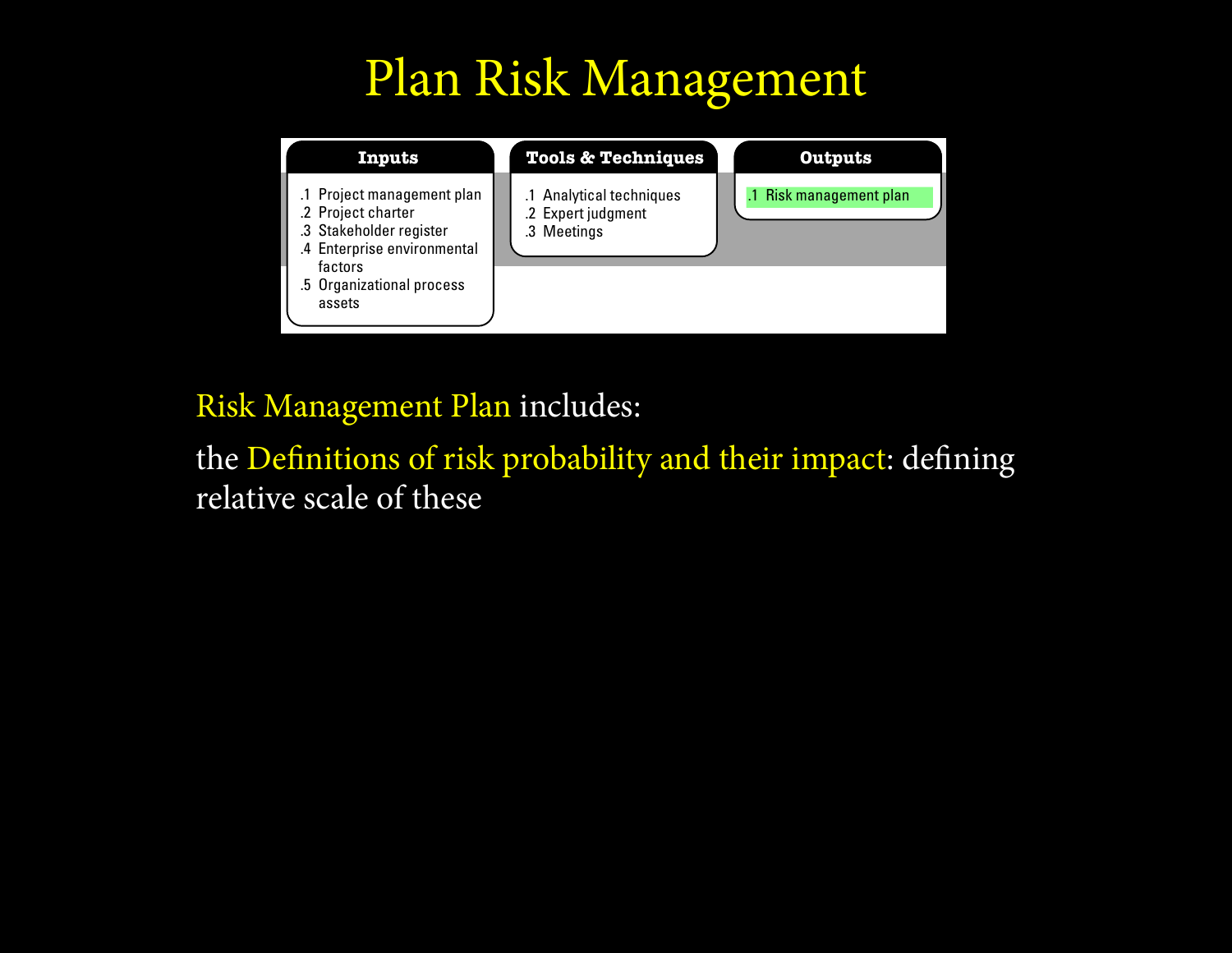# Plan Risk Management

| Inputs | Tools & Techniques | Outputs |
| --- | --- | --- |
| .1 Project management plan<br>.2 Project charter<br>.3 Stakeholder register<br>.4 Enterprise environmental factors<br>.5 Organizational process assets | .1 Analytical techniques<br>.2 Expert judgment<br>.3 Meetings | .1 Risk management plan |

Risk Management Plan includes:

the Definitions of risk probability and their impact: defining relative scale of these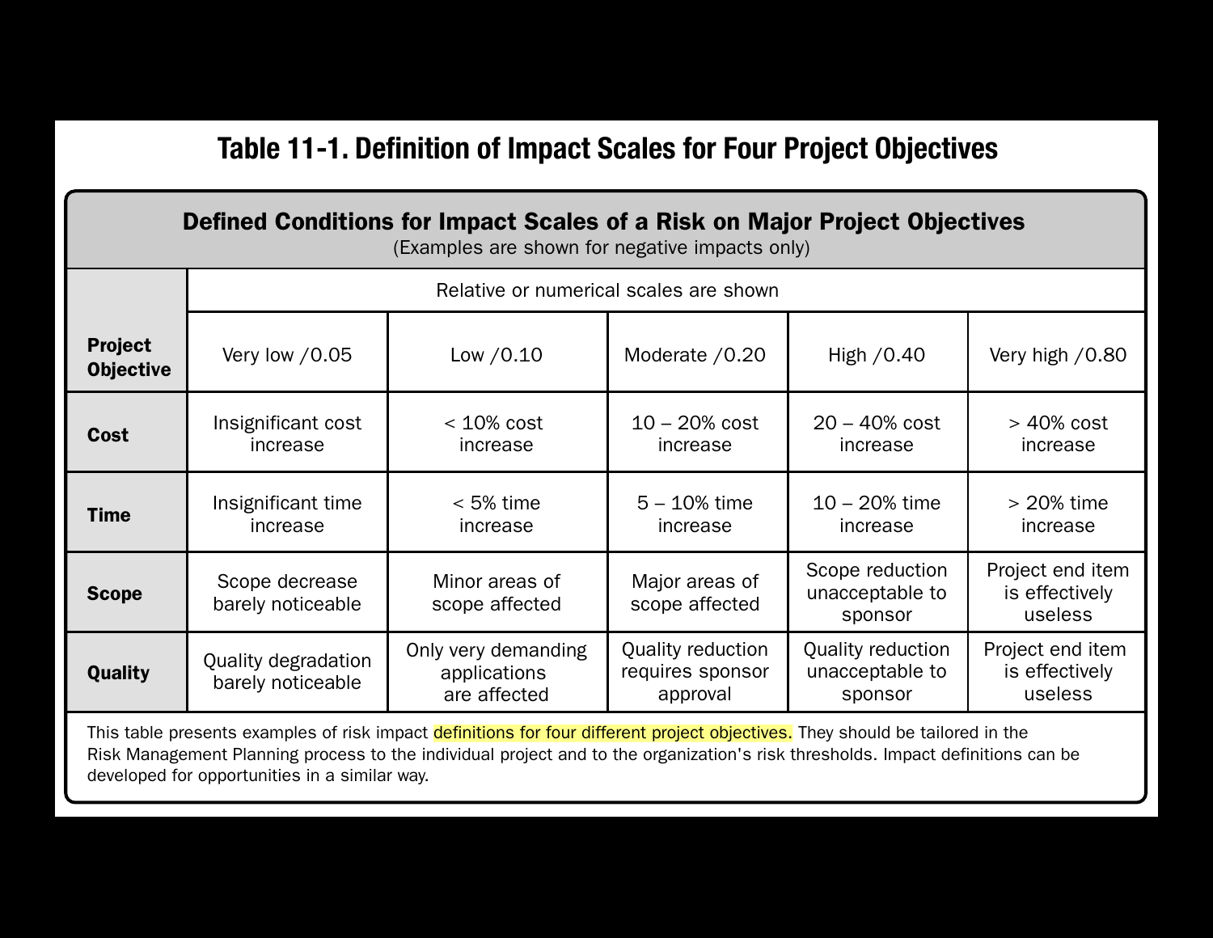# Table 11-1. Definition of Impact Scales for Four Project Objectives

| Defined Conditions for Impact Scales of a Risk on Major Project Objectives (Examples are shown for negative impacts only) | | | | | |
|---|---|---|---|---|---|
| **Project Objective** | Relative or numerical scales are shown | | | | |
| | Very low /0.05 | Low /0.10 | Moderate /0.20 | High /0.40 | Very high /0.80 |
| **Cost** | Insignificant cost increase | < 10% cost increase | 10 – 20% cost increase | 20 – 40% cost increase | > 40% cost increase |
| **Time** | Insignificant time increase | < 5% time increase | 5 – 10% time increase | 10 – 20% time increase | > 20% time increase |
| **Scope** | Scope decrease barely noticeable | Minor areas of scope affected | Major areas of scope affected | Scope reduction unacceptable to sponsor | Project end item is effectively useless |
| **Quality** | Quality degradation barely noticeable | Only very demanding applications are affected | Quality reduction requires sponsor approval | Quality reduction unacceptable to sponsor | Project end item is effectively useless |

This table presents examples of risk impact definitions for four different project objectives. They should be tailored in the Risk Management Planning process to the individual project and to the organization's risk thresholds. Impact definitions can be developed for opportunities in a similar way.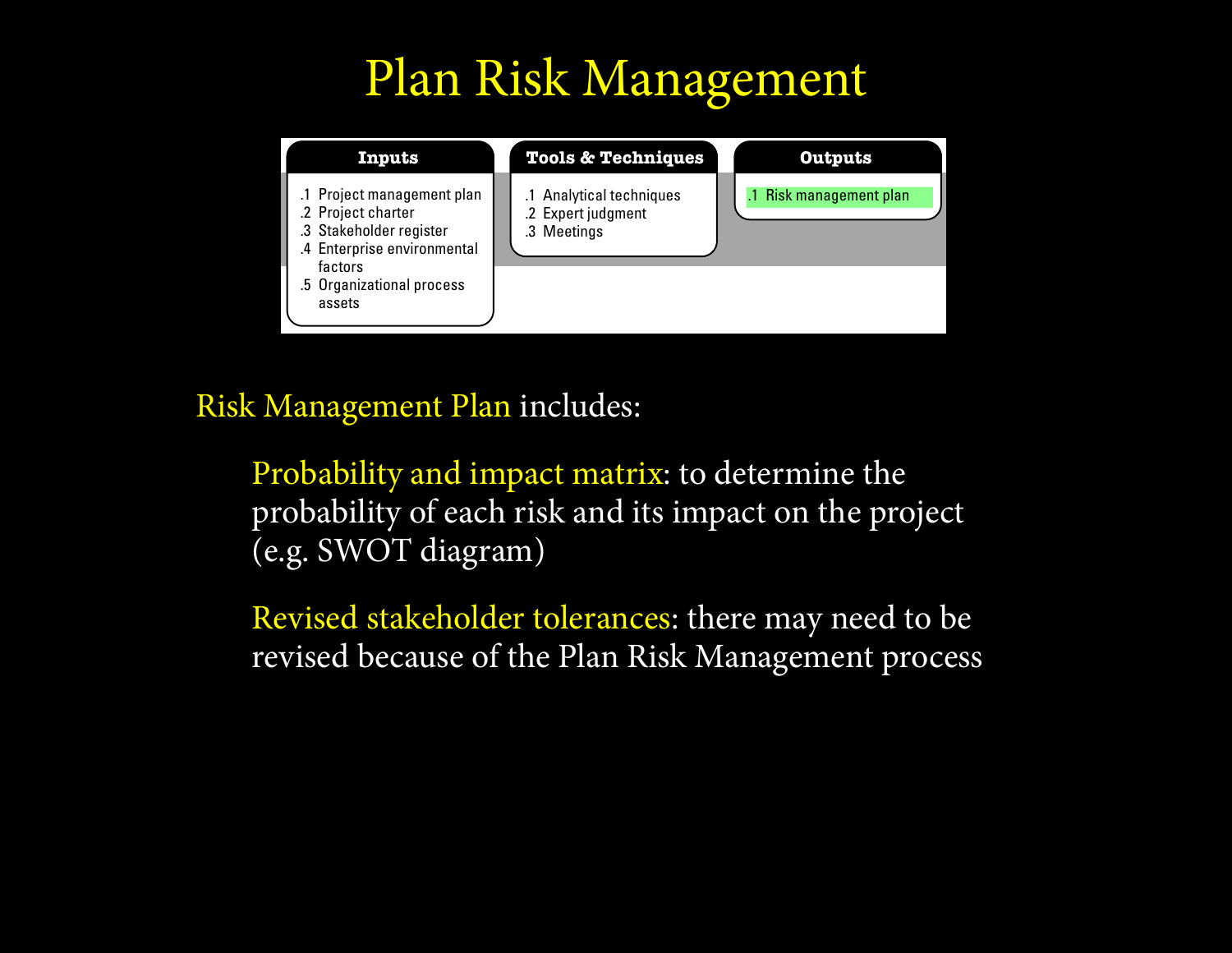# Plan Risk Management

| Inputs | Tools & Techniques | Outputs |
| --- | --- | --- |
| .1 Project management plan<br>.2 Project charter<br>.3 Stakeholder register<br>.4 Enterprise environmental factors<br>.5 Organizational process assets | .1 Analytical techniques<br>.2 Expert judgment<br>.3 Meetings | .1 Risk management plan |

Risk Management Plan includes:

- Probability and impact matrix: to determine the probability of each risk and its impact on the project (e.g. SWOT diagram)
- Revised stakeholder tolerances: there may need to be revised because of the Plan Risk Management process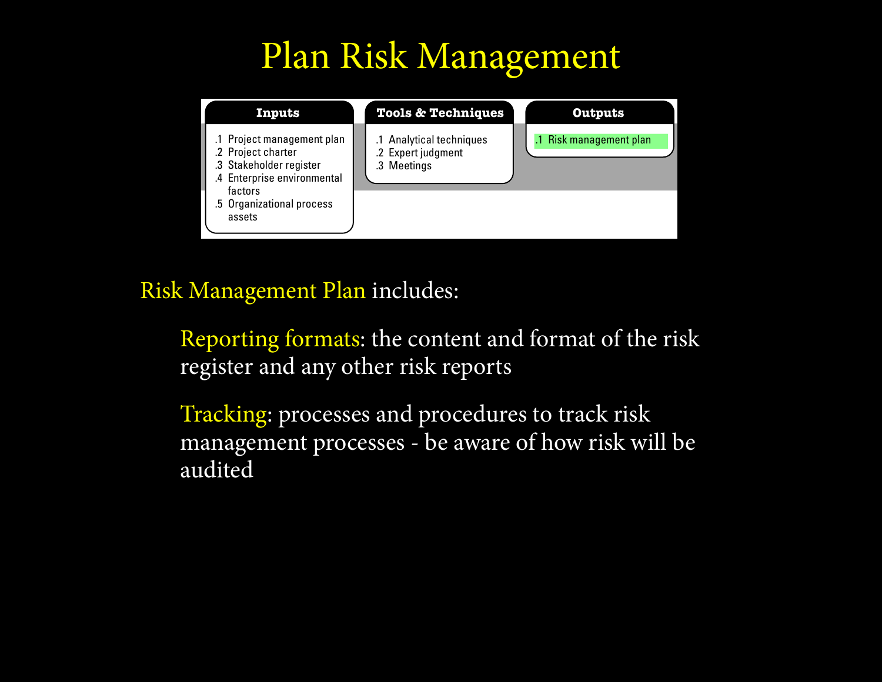# Plan Risk Management

| Inputs | Tools & Techniques | Outputs |
| --- | --- | --- |
| .1 Project management plan<br>.2 Project charter<br>.3 Stakeholder register<br>.4 Enterprise environmental factors<br>.5 Organizational process assets | .1 Analytical techniques<br>.2 Expert judgment<br>.3 Meetings | .1 Risk management plan |

Risk Management Plan includes:

- Reporting formats: the content and format of the risk register and any other risk reports
- Tracking: processes and procedures to track risk management processes - be aware of how risk will be audited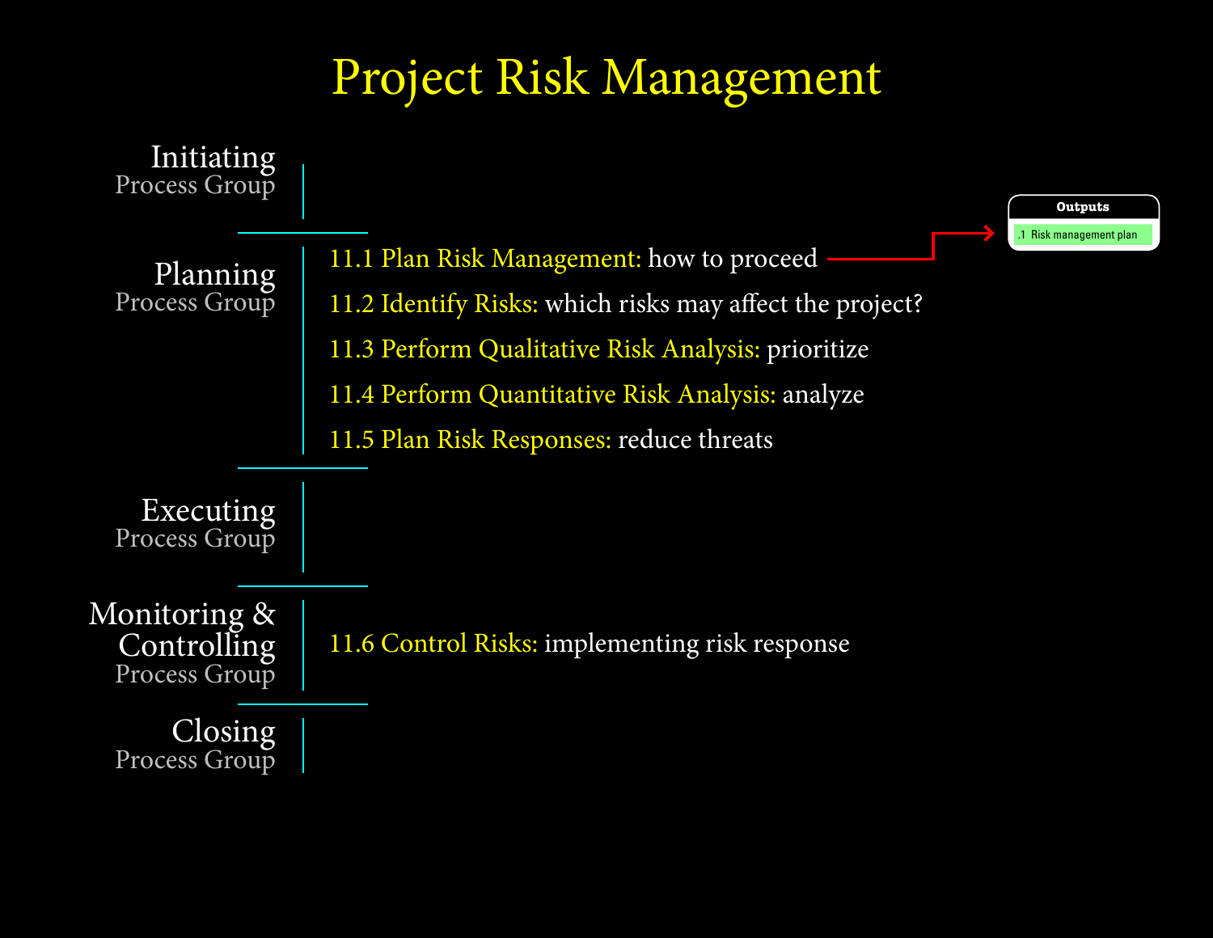# Project Risk Management

**Initiating** Process Group

**Planning** Process Group

- 11.1 Plan Risk Management: how to proceed
- 11.2 Identify Risks: which risks may affect the project?
- 11.3 Perform Qualitative Risk Analysis: prioritize
- 11.4 Perform Quantitative Risk Analysis: analyze
- 11.5 Plan Risk Responses: reduce threats

**Executing** Process Group

**Monitoring & Controlling** Process Group

- 11.6 Control Risks: implementing risk response

**Closing** Process Group

**Outputs**

.1 Risk management plan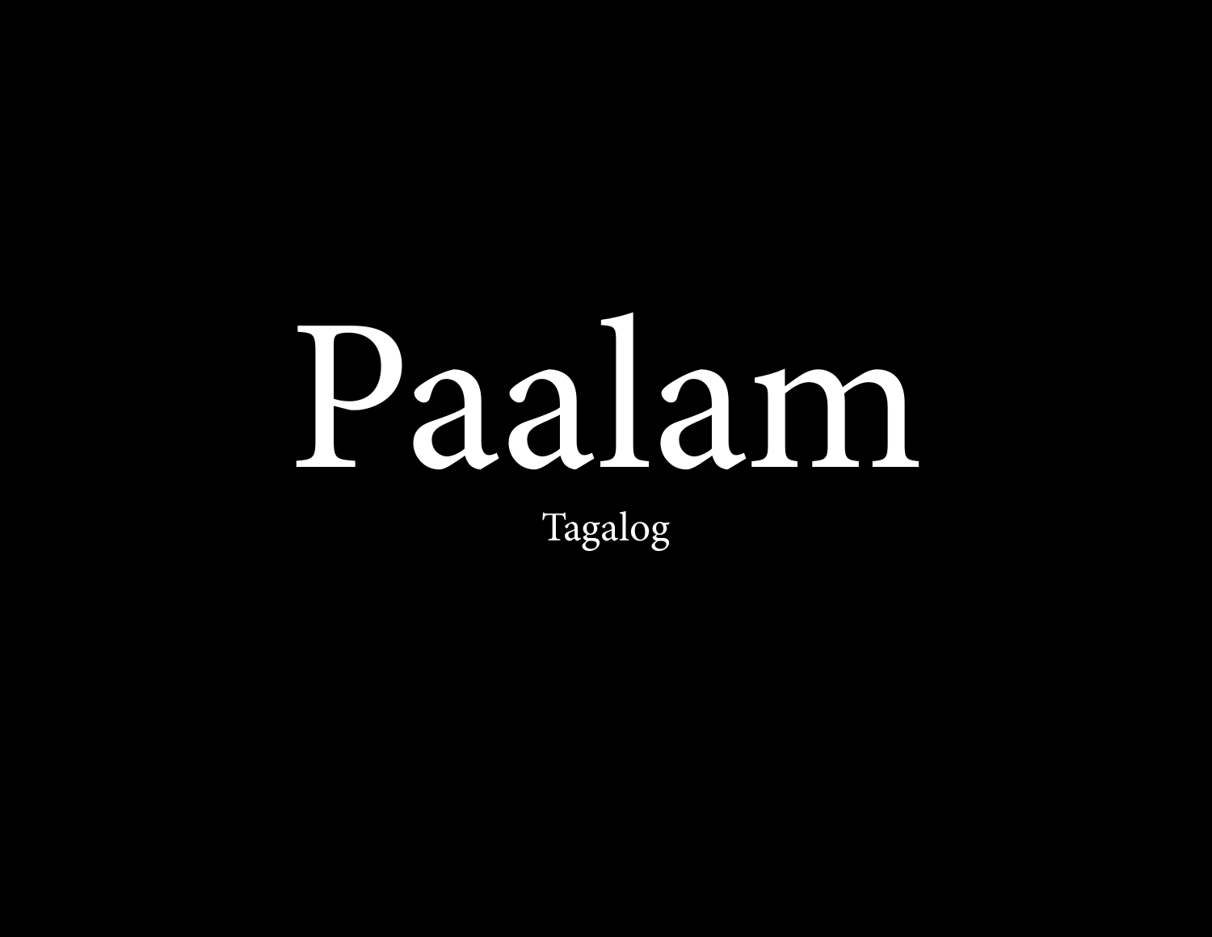# Paalam

Tagalog